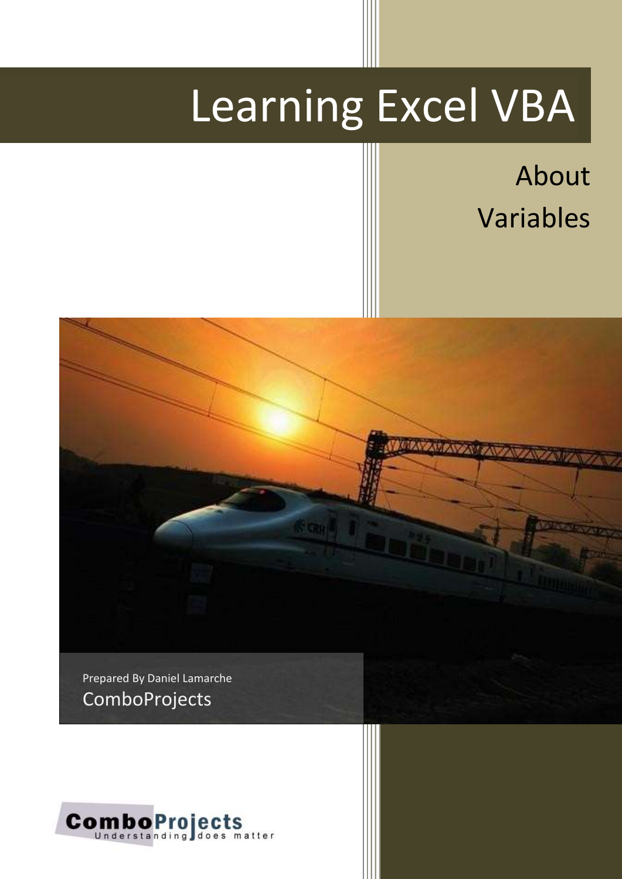# Learning Excel VBA

## About Variables

Prepared By Daniel Lamarche

ComboProjects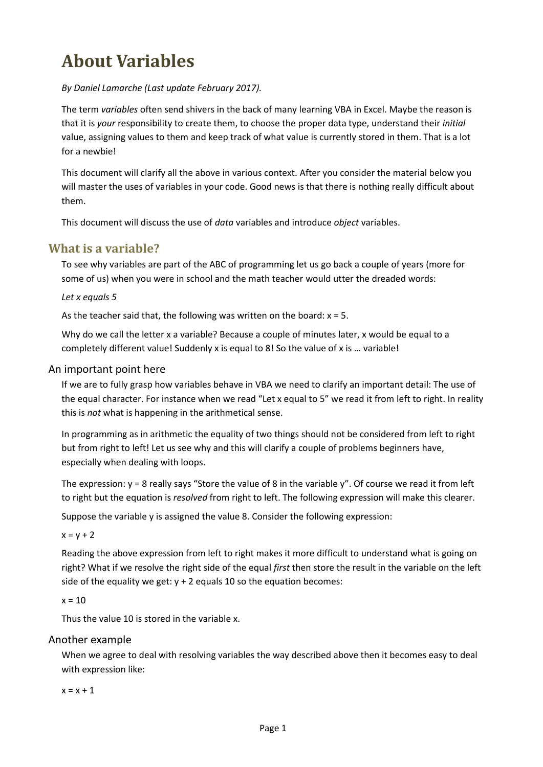# About Variables

*By Daniel Lamarche (Last update February 2017).*

The term *variables* often send shivers in the back of many learning VBA in Excel. Maybe the reason is that it is *your* responsibility to create them, to choose the proper data type, understand their *initial* value, assigning values to them and keep track of what value is currently stored in them. That is a lot for a newbie!

This document will clarify all the above in various context. After you consider the material below you will master the uses of variables in your code. Good news is that there is nothing really difficult about them.

This document will discuss the use of *data* variables and introduce *object* variables.

## What is a variable?

To see why variables are part of the ABC of programming let us go back a couple of years (more for some of us) when you were in school and the math teacher would utter the dreaded words:

*Let x equals 5*

As the teacher said that, the following was written on the board: x = 5.

Why do we call the letter x a variable? Because a couple of minutes later, x would be equal to a completely different value! Suddenly x is equal to 8! So the value of x is … variable!

### An important point here

If we are to fully grasp how variables behave in VBA we need to clarify an important detail: The use of the equal character. For instance when we read "Let x equal to 5" we read it from left to right. In reality this is *not* what is happening in the arithmetical sense.

In programming as in arithmetic the equality of two things should not be considered from left to right but from right to left! Let us see why and this will clarify a couple of problems beginners have, especially when dealing with loops.

The expression: y = 8 really says "Store the value of 8 in the variable y". Of course we read it from left to right but the equation is *resolved* from right to left. The following expression will make this clearer.

Suppose the variable y is assigned the value 8. Consider the following expression:

x = y + 2

Reading the above expression from left to right makes it more difficult to understand what is going on right? What if we resolve the right side of the equal *first* then store the result in the variable on the left side of the equality we get: y + 2 equals 10 so the equation becomes:

x = 10

Thus the value 10 is stored in the variable x.

### Another example

When we agree to deal with resolving variables the way described above then it becomes easy to deal with expression like:

x = x + 1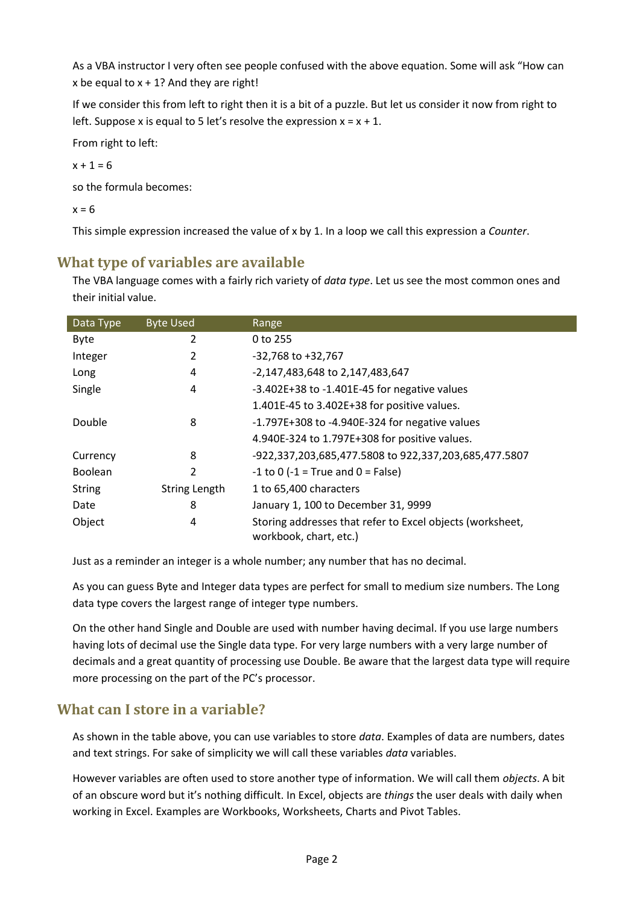As a VBA instructor I very often see people confused with the above equation. Some will ask "How can x be equal to x + 1? And they are right!

If we consider this from left to right then it is a bit of a puzzle. But let us consider it now from right to left. Suppose x is equal to 5 let's resolve the expression x = x + 1.

From right to left:

x + 1 = 6

so the formula becomes:

x = 6

This simple expression increased the value of x by 1. In a loop we call this expression a *Counter*.

## What type of variables are available

The VBA language comes with a fairly rich variety of *data type*. Let us see the most common ones and their initial value.

| Data Type | Byte Used | Range |
|---|---|---|
| Byte | 2 | 0 to 255 |
| Integer | 2 | -32,768 to +32,767 |
| Long | 4 | -2,147,483,648 to 2,147,483,647 |
| Single | 4 | -3.402E+38 to -1.401E-45 for negative values<br>1.401E-45 to 3.402E+38 for positive values. |
| Double | 8 | -1.797E+308 to -4.940E-324 for negative values<br>4.940E-324 to 1.797E+308 for positive values. |
| Currency | 8 | -922,337,203,685,477.5808 to 922,337,203,685,477.5807 |
| Boolean | 2 | -1 to 0 (-1 = True and 0 = False) |
| String | String Length | 1 to 65,400 characters |
| Date | 8 | January 1, 100 to December 31, 9999 |
| Object | 4 | Storing addresses that refer to Excel objects (worksheet, workbook, chart, etc.) |

Just as a reminder an integer is a whole number; any number that has no decimal.

As you can guess Byte and Integer data types are perfect for small to medium size numbers. The Long data type covers the largest range of integer type numbers.

On the other hand Single and Double are used with number having decimal. If you use large numbers having lots of decimal use the Single data type. For very large numbers with a very large number of decimals and a great quantity of processing use Double. Be aware that the largest data type will require more processing on the part of the PC's processor.

## What can I store in a variable?

As shown in the table above, you can use variables to store *data*. Examples of data are numbers, dates and text strings. For sake of simplicity we will call these variables *data* variables.

However variables are often used to store another type of information. We will call them *objects*. A bit of an obscure word but it's nothing difficult. In Excel, objects are *things* the user deals with daily when working in Excel. Examples are Workbooks, Worksheets, Charts and Pivot Tables.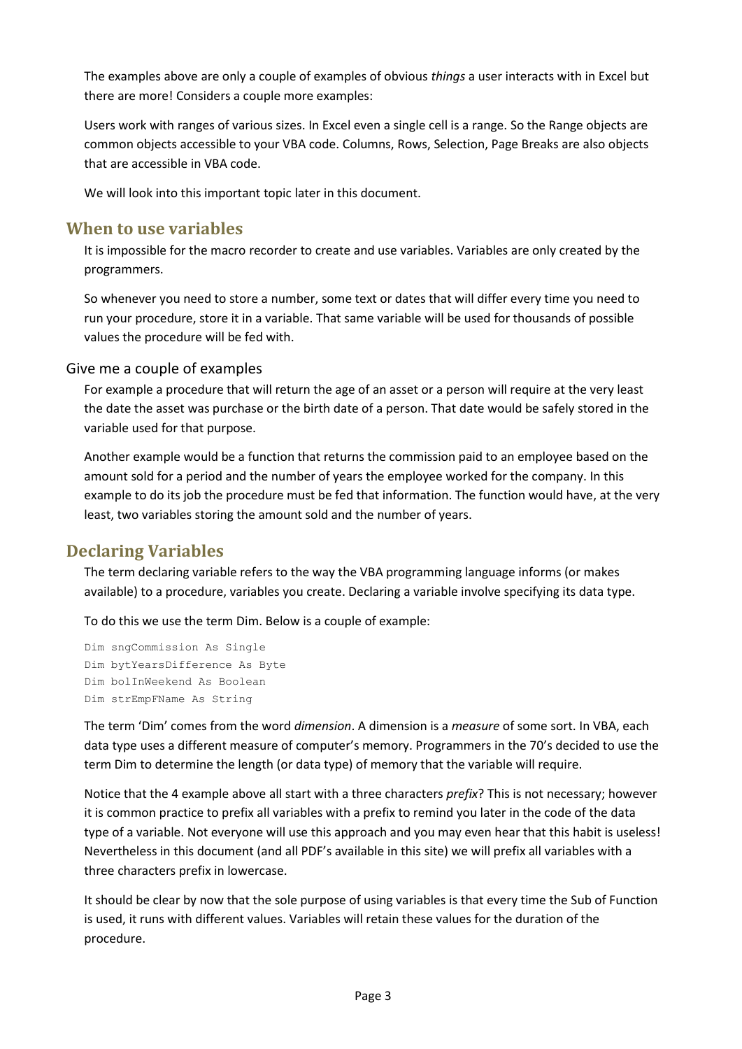The examples above are only a couple of examples of obvious *things* a user interacts with in Excel but there are more! Considers a couple more examples:

Users work with ranges of various sizes. In Excel even a single cell is a range. So the Range objects are common objects accessible to your VBA code. Columns, Rows, Selection, Page Breaks are also objects that are accessible in VBA code.

We will look into this important topic later in this document.

## When to use variables

It is impossible for the macro recorder to create and use variables. Variables are only created by the programmers.

So whenever you need to store a number, some text or dates that will differ every time you need to run your procedure, store it in a variable. That same variable will be used for thousands of possible values the procedure will be fed with.

### Give me a couple of examples

For example a procedure that will return the age of an asset or a person will require at the very least the date the asset was purchase or the birth date of a person. That date would be safely stored in the variable used for that purpose.

Another example would be a function that returns the commission paid to an employee based on the amount sold for a period and the number of years the employee worked for the company. In this example to do its job the procedure must be fed that information. The function would have, at the very least, two variables storing the amount sold and the number of years.

## Declaring Variables

The term declaring variable refers to the way the VBA programming language informs (or makes available) to a procedure, variables you create. Declaring a variable involve specifying its data type.

To do this we use the term Dim. Below is a couple of example:

```
Dim sngCommission As Single
Dim bytYearsDifference As Byte
Dim bolInWeekend As Boolean
Dim strEmpFName As String
```

The term 'Dim' comes from the word *dimension*. A dimension is a *measure* of some sort. In VBA, each data type uses a different measure of computer's memory. Programmers in the 70's decided to use the term Dim to determine the length (or data type) of memory that the variable will require.

Notice that the 4 example above all start with a three characters *prefix*? This is not necessary; however it is common practice to prefix all variables with a prefix to remind you later in the code of the data type of a variable. Not everyone will use this approach and you may even hear that this habit is useless! Nevertheless in this document (and all PDF's available in this site) we will prefix all variables with a three characters prefix in lowercase.

It should be clear by now that the sole purpose of using variables is that every time the Sub of Function is used, it runs with different values. Variables will retain these values for the duration of the procedure.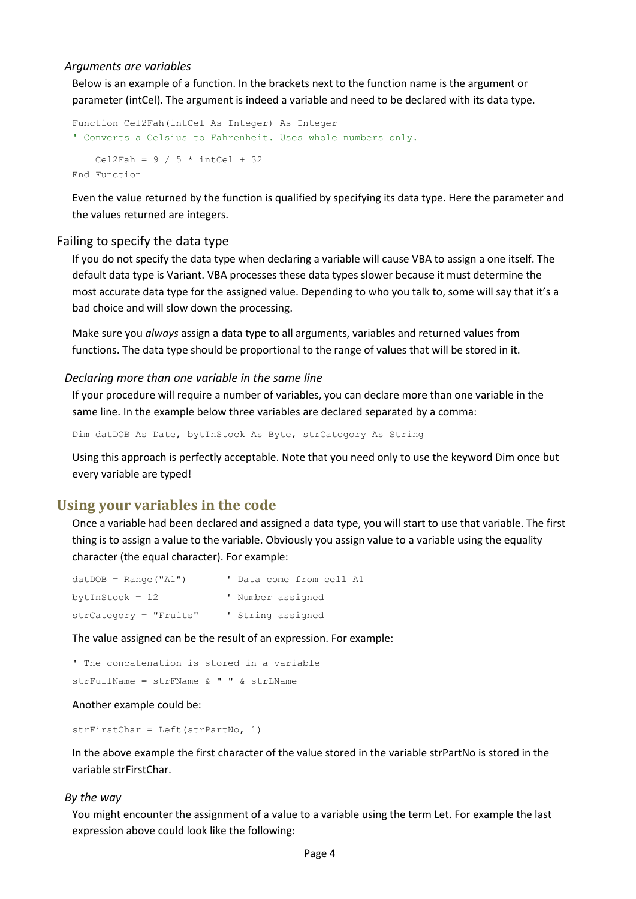### *Arguments are variables*

Below is an example of a function. In the brackets next to the function name is the argument or parameter (intCel). The argument is indeed a variable and need to be declared with its data type.

```
Function Cel2Fah(intCel As Integer) As Integer
' Converts a Celsius to Fahrenheit. Uses whole numbers only.

    Cel2Fah = 9 / 5 * intCel + 32
End Function
```

Even the value returned by the function is qualified by specifying its data type. Here the parameter and the values returned are integers.

## Failing to specify the data type

If you do not specify the data type when declaring a variable will cause VBA to assign a one itself. The default data type is Variant. VBA processes these data types slower because it must determine the most accurate data type for the assigned value. Depending to who you talk to, some will say that it's a bad choice and will slow down the processing.

Make sure you *always* assign a data type to all arguments, variables and returned values from functions. The data type should be proportional to the range of values that will be stored in it.

### *Declaring more than one variable in the same line*

If your procedure will require a number of variables, you can declare more than one variable in the same line. In the example below three variables are declared separated by a comma:

```
Dim datDOB As Date, bytInStock As Byte, strCategory As String
```

Using this approach is perfectly acceptable. Note that you need only to use the keyword Dim once but every variable are typed!

# Using your variables in the code

Once a variable had been declared and assigned a data type, you will start to use that variable. The first thing is to assign a value to the variable. Obviously you assign value to a variable using the equality character (the equal character). For example:

```
datDOB = Range("A1")        ' Data come from cell A1
bytInStock = 12             ' Number assigned
strCategory = "Fruits"      ' String assigned
```

The value assigned can be the result of an expression. For example:

```
' The concatenation is stored in a variable
strFullName = strFName & " " & strLName
```

Another example could be:

```
strFirstChar = Left(strPartNo, 1)
```

In the above example the first character of the value stored in the variable strPartNo is stored in the variable strFirstChar.

### *By the way*

You might encounter the assignment of a value to a variable using the term Let. For example the last expression above could look like the following: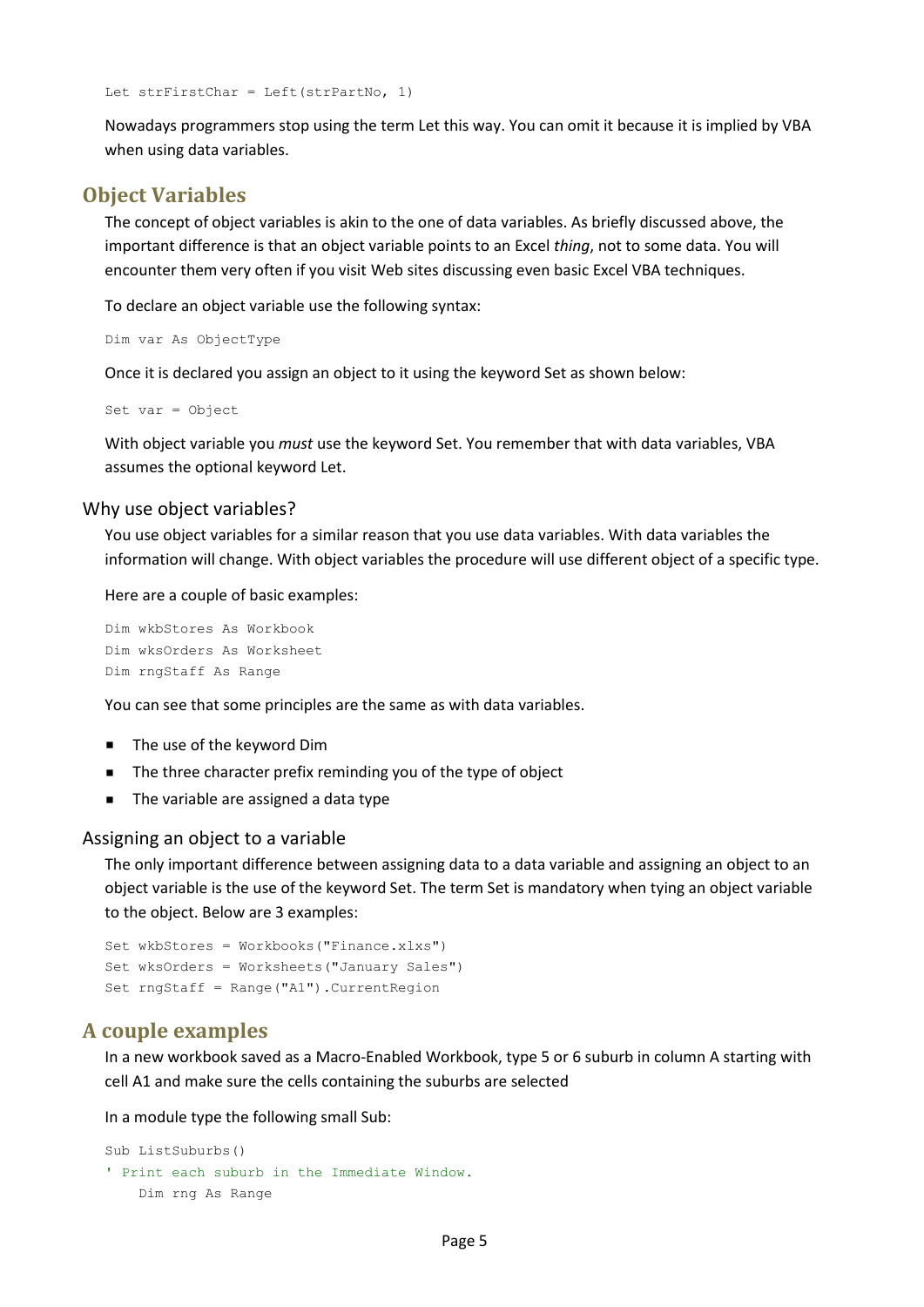```
Let strFirstChar = Left(strPartNo, 1)
```

Nowadays programmers stop using the term Let this way. You can omit it because it is implied by VBA when using data variables.

## Object Variables

The concept of object variables is akin to the one of data variables. As briefly discussed above, the important difference is that an object variable points to an Excel *thing*, not to some data. You will encounter them very often if you visit Web sites discussing even basic Excel VBA techniques.

To declare an object variable use the following syntax:

```
Dim var As ObjectType
```

Once it is declared you assign an object to it using the keyword Set as shown below:

```
Set var = Object
```

With object variable you *must* use the keyword Set. You remember that with data variables, VBA assumes the optional keyword Let.

### Why use object variables?

You use object variables for a similar reason that you use data variables. With data variables the information will change. With object variables the procedure will use different object of a specific type.

Here are a couple of basic examples:

```
Dim wkbStores As Workbook
Dim wksOrders As Worksheet
Dim rngStaff As Range
```

You can see that some principles are the same as with data variables.

- The use of the keyword Dim
- The three character prefix reminding you of the type of object
- The variable are assigned a data type

### Assigning an object to a variable

The only important difference between assigning data to a data variable and assigning an object to an object variable is the use of the keyword Set. The term Set is mandatory when tying an object variable to the object. Below are 3 examples:

```
Set wkbStores = Workbooks("Finance.xlxs")
Set wksOrders = Worksheets("January Sales")
Set rngStaff = Range("A1").CurrentRegion
```

## A couple examples

In a new workbook saved as a Macro-Enabled Workbook, type 5 or 6 suburb in column A starting with cell A1 and make sure the cells containing the suburbs are selected

In a module type the following small Sub:

```
Sub ListSuburbs()
' Print each suburb in the Immediate Window.
    Dim rng As Range
```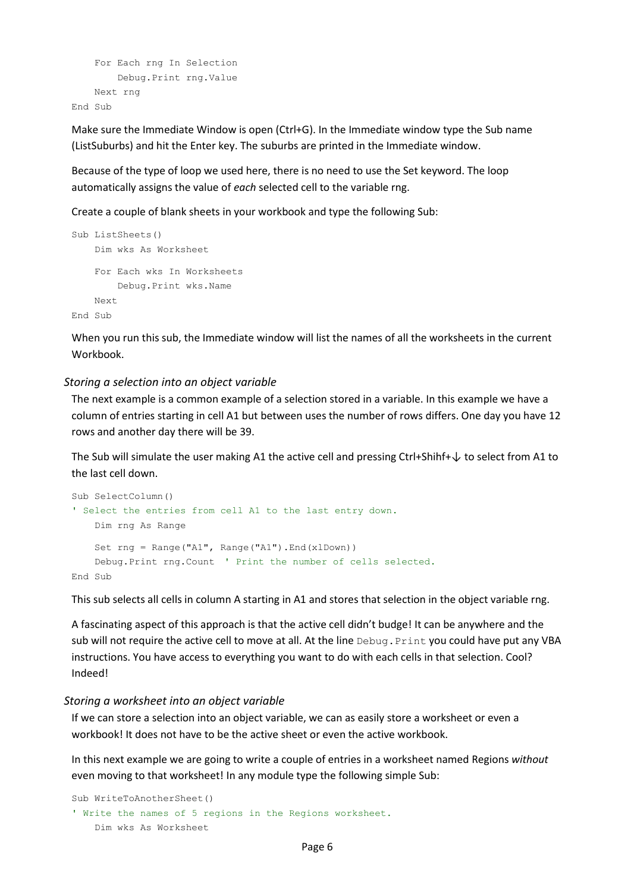```
    For Each rng In Selection
        Debug.Print rng.Value
    Next rng
End Sub
```

Make sure the Immediate Window is open (Ctrl+G). In the Immediate window type the Sub name (ListSuburbs) and hit the Enter key. The suburbs are printed in the Immediate window.

Because of the type of loop we used here, there is no need to use the Set keyword. The loop automatically assigns the value of *each* selected cell to the variable rng.

Create a couple of blank sheets in your workbook and type the following Sub:

```
Sub ListSheets()
    Dim wks As Worksheet

    For Each wks In Worksheets
        Debug.Print wks.Name
    Next
End Sub
```

When you run this sub, the Immediate window will list the names of all the worksheets in the current Workbook.

### *Storing a selection into an object variable*

The next example is a common example of a selection stored in a variable. In this example we have a column of entries starting in cell A1 but between uses the number of rows differs. One day you have 12 rows and another day there will be 39.

The Sub will simulate the user making A1 the active cell and pressing Ctrl+Shihf+↓ to select from A1 to the last cell down.

```
Sub SelectColumn()
' Select the entries from cell A1 to the last entry down.
    Dim rng As Range

    Set rng = Range("A1", Range("A1").End(xlDown))
    Debug.Print rng.Count  ' Print the number of cells selected.
End Sub
```

This sub selects all cells in column A starting in A1 and stores that selection in the object variable rng.

A fascinating aspect of this approach is that the active cell didn't budge! It can be anywhere and the sub will not require the active cell to move at all. At the line `Debug.Print` you could have put any VBA instructions. You have access to everything you want to do with each cells in that selection. Cool? Indeed!

### *Storing a worksheet into an object variable*

If we can store a selection into an object variable, we can as easily store a worksheet or even a workbook! It does not have to be the active sheet or even the active workbook.

In this next example we are going to write a couple of entries in a worksheet named Regions *without* even moving to that worksheet! In any module type the following simple Sub:

```
Sub WriteToAnotherSheet()
' Write the names of 5 regions in the Regions worksheet.
    Dim wks As Worksheet
```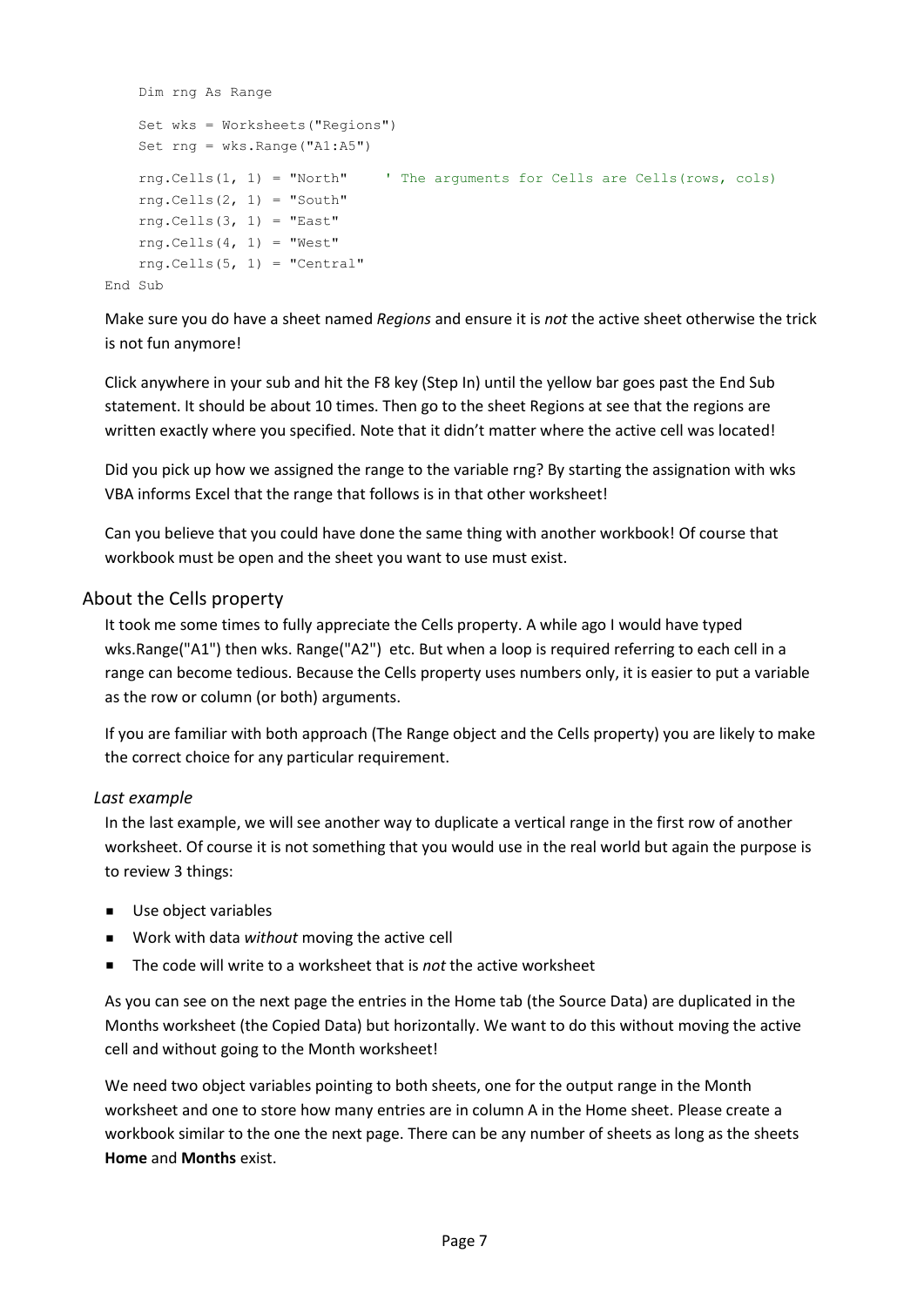```
    Dim rng As Range

    Set wks = Worksheets("Regions")
    Set rng = wks.Range("A1:A5")

    rng.Cells(1, 1) = "North"     ' The arguments for Cells are Cells(rows, cols)
    rng.Cells(2, 1) = "South"
    rng.Cells(3, 1) = "East"
    rng.Cells(4, 1) = "West"
    rng.Cells(5, 1) = "Central"
End Sub
```

Make sure you do have a sheet named *Regions* and ensure it is *not* the active sheet otherwise the trick is not fun anymore!

Click anywhere in your sub and hit the F8 key (Step In) until the yellow bar goes past the End Sub statement. It should be about 10 times. Then go to the sheet Regions at see that the regions are written exactly where you specified. Note that it didn't matter where the active cell was located!

Did you pick up how we assigned the range to the variable rng? By starting the assignation with wks VBA informs Excel that the range that follows is in that other worksheet!

Can you believe that you could have done the same thing with another workbook! Of course that workbook must be open and the sheet you want to use must exist.

## About the Cells property

It took me some times to fully appreciate the Cells property. A while ago I would have typed wks.Range("A1") then wks. Range("A2") etc. But when a loop is required referring to each cell in a range can become tedious. Because the Cells property uses numbers only, it is easier to put a variable as the row or column (or both) arguments.

If you are familiar with both approach (The Range object and the Cells property) you are likely to make the correct choice for any particular requirement.

### *Last example*

In the last example, we will see another way to duplicate a vertical range in the first row of another worksheet. Of course it is not something that you would use in the real world but again the purpose is to review 3 things:

- Use object variables
- Work with data *without* moving the active cell
- The code will write to a worksheet that is *not* the active worksheet

As you can see on the next page the entries in the Home tab (the Source Data) are duplicated in the Months worksheet (the Copied Data) but horizontally. We want to do this without moving the active cell and without going to the Month worksheet!

We need two object variables pointing to both sheets, one for the output range in the Month worksheet and one to store how many entries are in column A in the Home sheet. Please create a workbook similar to the one the next page. There can be any number of sheets as long as the sheets **Home** and **Months** exist.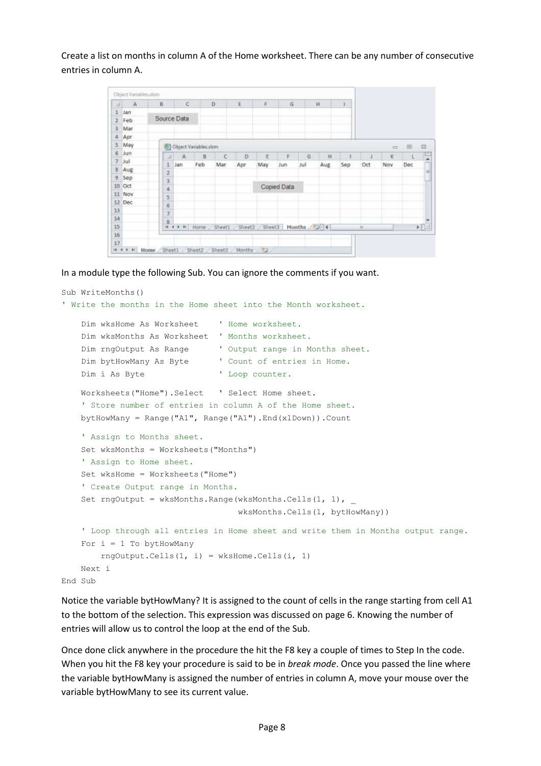Create a list on months in column A of the Home worksheet. There can be any number of consecutive entries in column A.

In a module type the following Sub. You can ignore the comments if you want.

```
Sub WriteMonths()
' Write the months in the Home sheet into the Month worksheet.

    Dim wksHome As Worksheet     ' Home worksheet.
    Dim wksMonths As Worksheet   ' Months worksheet.
    Dim rngOutput As Range       ' Output range in Months sheet.
    Dim bytHowMany As Byte       ' Count of entries in Home.
    Dim i As Byte                ' Loop counter.

    Worksheets("Home").Select    ' Select Home sheet.
    ' Store number of entries in column A of the Home sheet.
    bytHowMany = Range("A1", Range("A1").End(xlDown)).Count

    ' Assign to Months sheet.
    Set wksMonths = Worksheets("Months")
    ' Assign to Home sheet.
    Set wksHome = Worksheets("Home")
    ' Create Output range in Months.
    Set rngOutput = wksMonths.Range(wksMonths.Cells(1, 1), _
                                wksMonths.Cells(1, bytHowMany))

    ' Loop through all entries in Home sheet and write them in Months output range.
    For i = 1 To bytHowMany
        rngOutput.Cells(1, i) = wksHome.Cells(i, 1)
    Next i
End Sub
```

Notice the variable bytHowMany? It is assigned to the count of cells in the range starting from cell A1 to the bottom of the selection. This expression was discussed on page 6. Knowing the number of entries will allow us to control the loop at the end of the Sub.

Once done click anywhere in the procedure the hit the F8 key a couple of times to Step In the code. When you hit the F8 key your procedure is said to be in *break mode*. Once you passed the line where the variable bytHowMany is assigned the number of entries in column A, move your mouse over the variable bytHowMany to see its current value.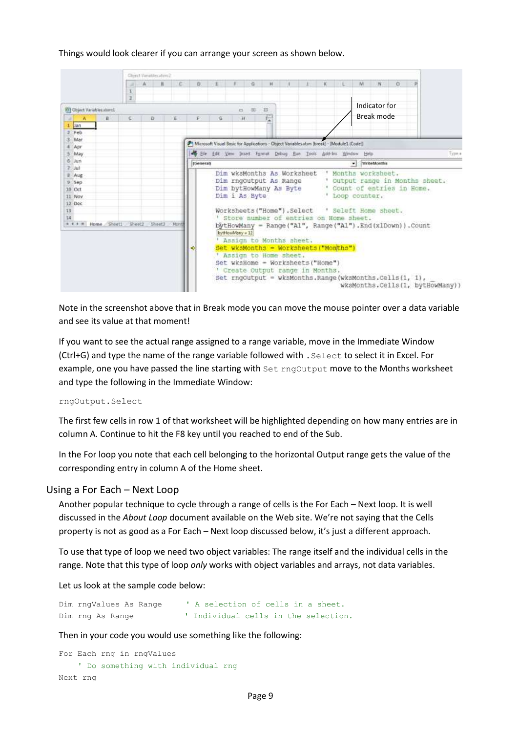Things would look clearer if you can arrange your screen as shown below.

Note in the screenshot above that in Break mode you can move the mouse pointer over a data variable and see its value at that moment!

If you want to see the actual range assigned to a range variable, move in the Immediate Window (Ctrl+G) and type the name of the range variable followed with `.Select` to select it in Excel. For example, one you have passed the line starting with `Set rngOutput` move to the Months worksheet and type the following in the Immediate Window:

```
rngOutput.Select
```

The first few cells in row 1 of that worksheet will be highlighted depending on how many entries are in column A. Continue to hit the F8 key until you reached to end of the Sub.

In the For loop you note that each cell belonging to the horizontal Output range gets the value of the corresponding entry in column A of the Home sheet.

## Using a For Each – Next Loop

Another popular technique to cycle through a range of cells is the For Each – Next loop. It is well discussed in the *About Loop* document available on the Web site. We're not saying that the Cells property is not as good as a For Each – Next loop discussed below, it's just a different approach.

To use that type of loop we need two object variables: The range itself and the individual cells in the range. Note that this type of loop *only* works with object variables and arrays, not data variables.

Let us look at the sample code below:

```
Dim rngValues As Range      ' A selection of cells in a sheet.
Dim rng As Range            ' Individual cells in the selection.
```

Then in your code you would use something like the following:

```
For Each rng in rngValues
    ' Do something with individual rng
Next rng
```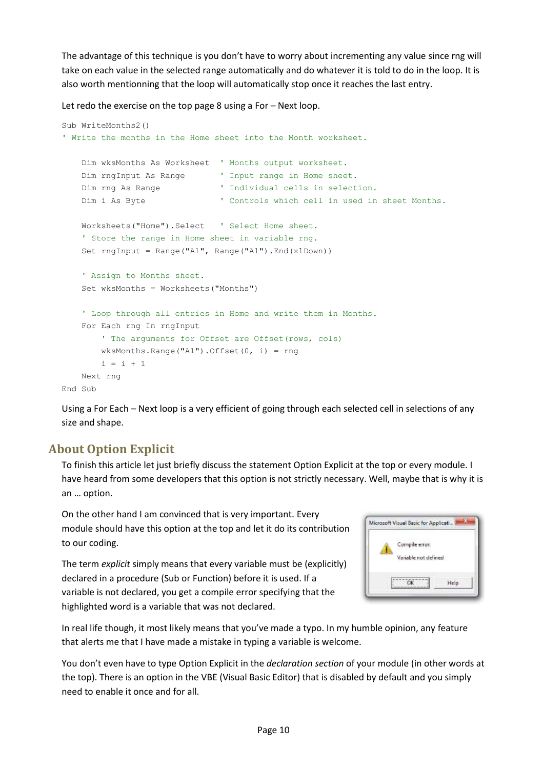The advantage of this technique is you don't have to worry about incrementing any value since rng will take on each value in the selected range automatically and do whatever it is told to do in the loop. It is also worth mentionning that the loop will automatically stop once it reaches the last entry.

Let redo the exercise on the top page 8 using a For – Next loop.

```
Sub WriteMonths2()
' Write the months in the Home sheet into the Month worksheet.

    Dim wksMonths As Worksheet  ' Months output worksheet.
    Dim rngInput As Range       ' Input range in Home sheet.
    Dim rng As Range            ' Individual cells in selection.
    Dim i As Byte               ' Controls which cell in used in sheet Months.

    Worksheets("Home").Select   ' Select Home sheet.
    ' Store the range in Home sheet in variable rng.
    Set rngInput = Range("A1", Range("A1").End(xlDown))

    ' Assign to Months sheet.
    Set wksMonths = Worksheets("Months")

    ' Loop through all entries in Home and write them in Months.
    For Each rng In rngInput
        ' The arguments for Offset are Offset(rows, cols)
        wksMonths.Range("A1").Offset(0, i) = rng
        i = i + 1
    Next rng
End Sub
```

Using a For Each – Next loop is a very efficient of going through each selected cell in selections of any size and shape.

## About Option Explicit

To finish this article let just briefly discuss the statement Option Explicit at the top or every module. I have heard from some developers that this option is not strictly necessary. Well, maybe that is why it is an … option.

On the other hand I am convinced that is very important. Every module should have this option at the top and let it do its contribution to our coding.

The term *explicit* simply means that every variable must be (explicitly) declared in a procedure (Sub or Function) before it is used. If a variable is not declared, you get a compile error specifying that the highlighted word is a variable that was not declared.

In real life though, it most likely means that you've made a typo. In my humble opinion, any feature that alerts me that I have made a mistake in typing a variable is welcome.

You don't even have to type Option Explicit in the *declaration section* of your module (in other words at the top). There is an option in the VBE (Visual Basic Editor) that is disabled by default and you simply need to enable it once and for all.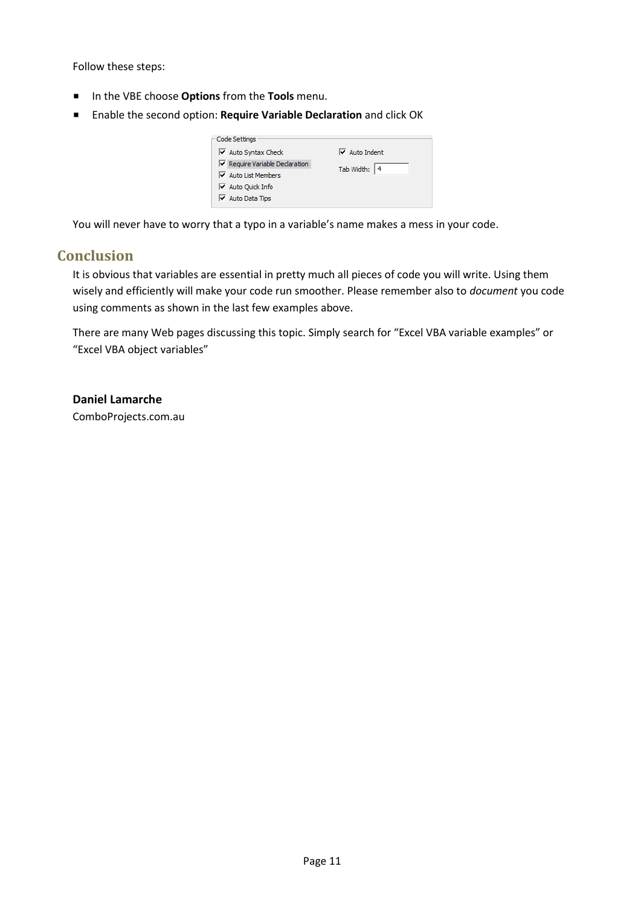Follow these steps:

- In the VBE choose **Options** from the **Tools** menu.
- Enable the second option: **Require Variable Declaration** and click OK

Code Settings
Auto Syntax Check
Require Variable Declaration
Auto List Members
Auto Quick Info
Auto Data Tips
Auto Indent
Tab Width: 4

You will never have to worry that a typo in a variable's name makes a mess in your code.

## Conclusion

It is obvious that variables are essential in pretty much all pieces of code you will write. Using them wisely and efficiently will make your code run smoother. Please remember also to *document* you code using comments as shown in the last few examples above.

There are many Web pages discussing this topic. Simply search for "Excel VBA variable examples" or "Excel VBA object variables"

**Daniel Lamarche**
ComboProjects.com.au